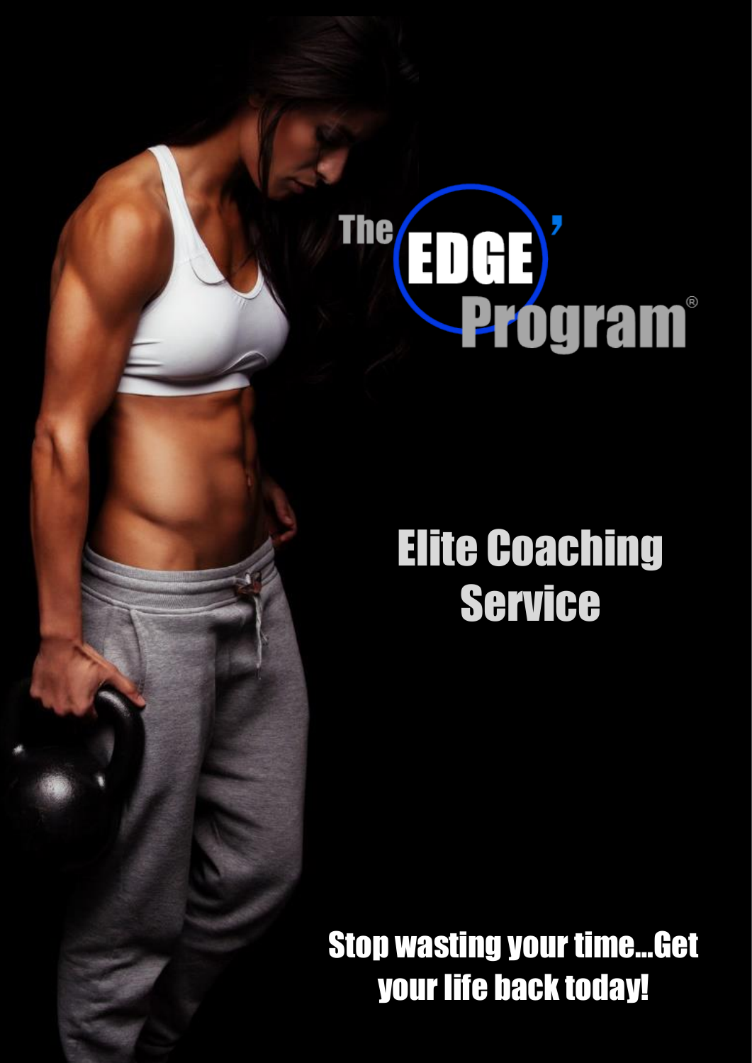# The EDGE' Program®

## Elite Coaching Service

**Stop wasting your time...Get your life back today!**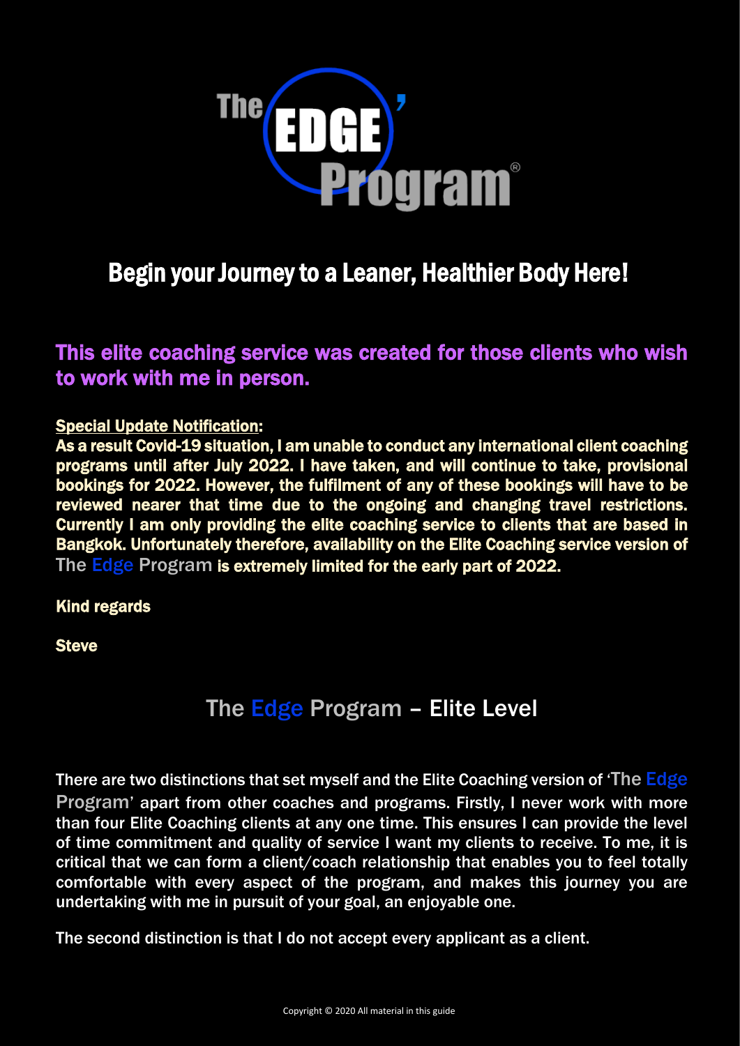# The EDGE' Program®

## Begin your Journey to a Leaner, Healthier Body Here!

### This elite coaching service was created for those clients who wish to work with me in person.

**Special Update Notification:**

**As a result Covid-19 situation, I am unable to conduct any international client coaching programs until after July 2022. I have taken, and will continue to take, provisional bookings for 2022. However, the fulfilment of any of these bookings will have to be reviewed nearer that time due to the ongoing and changing travel restrictions. Currently I am only providing the elite coaching service to clients that are based in Bangkok. Unfortunately therefore, availability on the Elite Coaching service version of The Edge Program is extremely limited for the early part of 2022.**

**Kind regards**

**Steve**

## The Edge Program – Elite Level

There are two distinctions that set myself and the Elite Coaching version of 'The Edge Program' apart from other coaches and programs. Firstly, I never work with more than four Elite Coaching clients at any one time. This ensures I can provide the level of time commitment and quality of service I want my clients to receive. To me, it is critical that we can form a client/coach relationship that enables you to feel totally comfortable with every aspect of the program, and makes this journey you are undertaking with me in pursuit of your goal, an enjoyable one.

The second distinction is that I do not accept every applicant as a client.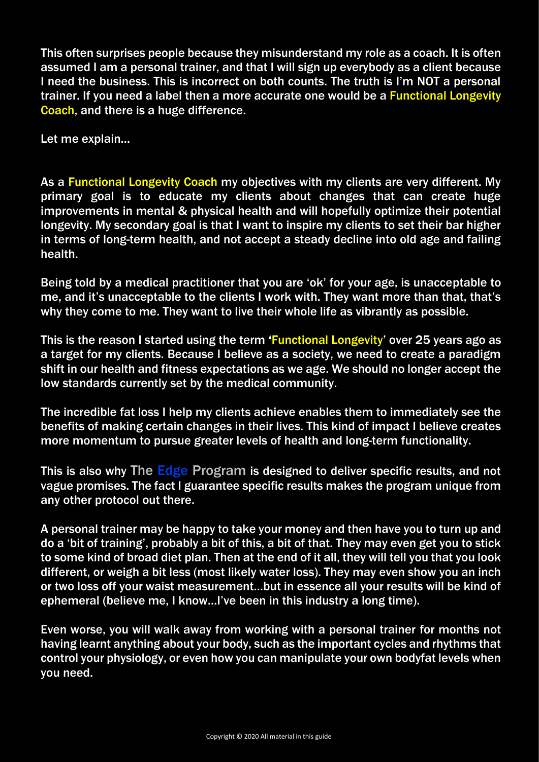This often surprises people because they misunderstand my role as a coach. It is often assumed I am a personal trainer, and that I will sign up everybody as a client because I need the business. This is incorrect on both counts. The truth is I'm NOT a personal trainer. If you need a label then a more accurate one would be a Functional Longevity Coach, and there is a huge difference.

Let me explain…

As a Functional Longevity Coach my objectives with my clients are very different. My primary goal is to educate my clients about changes that can create huge improvements in mental & physical health and will hopefully optimize their potential longevity. My secondary goal is that I want to inspire my clients to set their bar higher in terms of long-term health, and not accept a steady decline into old age and failing health.

Being told by a medical practitioner that you are 'ok' for your age, is unacceptable to me, and it's unacceptable to the clients I work with. They want more than that, that's why they come to me. They want to live their whole life as vibrantly as possible.

This is the reason I started using the term 'Functional Longevity' over 25 years ago as a target for my clients. Because I believe as a society, we need to create a paradigm shift in our health and fitness expectations as we age. We should no longer accept the low standards currently set by the medical community.

The incredible fat loss I help my clients achieve enables them to immediately see the benefits of making certain changes in their lives. This kind of impact I believe creates more momentum to pursue greater levels of health and long-term functionality.

This is also why The Edge Program is designed to deliver specific results, and not vague promises. The fact I guarantee specific results makes the program unique from any other protocol out there.

A personal trainer may be happy to take your money and then have you to turn up and do a 'bit of training', probably a bit of this, a bit of that. They may even get you to stick to some kind of broad diet plan. Then at the end of it all, they will tell you that you look different, or weigh a bit less (most likely water loss). They may even show you an inch or two loss off your waist measurement…but in essence all your results will be kind of ephemeral (believe me, I know…I've been in this industry a long time).

Even worse, you will walk away from working with a personal trainer for months not having learnt anything about your body, such as the important cycles and rhythms that control your physiology, or even how you can manipulate your own bodyfat levels when you need.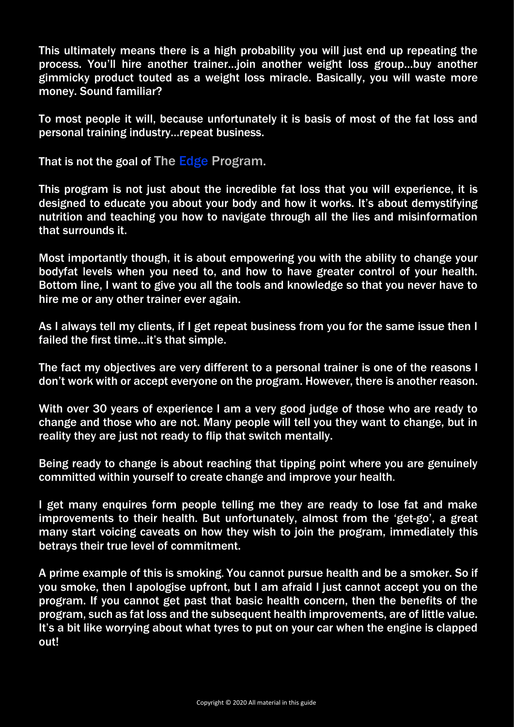This ultimately means there is a high probability you will just end up repeating the process. You'll hire another trainer…join another weight loss group…buy another gimmicky product touted as a weight loss miracle. Basically, you will waste more money. Sound familiar?

To most people it will, because unfortunately it is basis of most of the fat loss and personal training industry…repeat business.

That is not the goal of The Edge Program.

This program is not just about the incredible fat loss that you will experience, it is designed to educate you about your body and how it works. It's about demystifying nutrition and teaching you how to navigate through all the lies and misinformation that surrounds it.

Most importantly though, it is about empowering you with the ability to change your bodyfat levels when you need to, and how to have greater control of your health. Bottom line, I want to give you all the tools and knowledge so that you never have to hire me or any other trainer ever again.

As I always tell my clients, if I get repeat business from you for the same issue then I failed the first time…it's that simple.

The fact my objectives are very different to a personal trainer is one of the reasons I don't work with or accept everyone on the program. However, there is another reason.

With over 30 years of experience I am a very good judge of those who are ready to change and those who are not. Many people will tell you they want to change, but in reality they are just not ready to flip that switch mentally.

Being ready to change is about reaching that tipping point where you are genuinely committed within yourself to create change and improve your health.

I get many enquires form people telling me they are ready to lose fat and make improvements to their health. But unfortunately, almost from the 'get-go', a great many start voicing caveats on how they wish to join the program, immediately this betrays their true level of commitment.

A prime example of this is smoking. You cannot pursue health and be a smoker. So if you smoke, then I apologise upfront, but I am afraid I just cannot accept you on the program. If you cannot get past that basic health concern, then the benefits of the program, such as fat loss and the subsequent health improvements, are of little value. It's a bit like worrying about what tyres to put on your car when the engine is clapped out!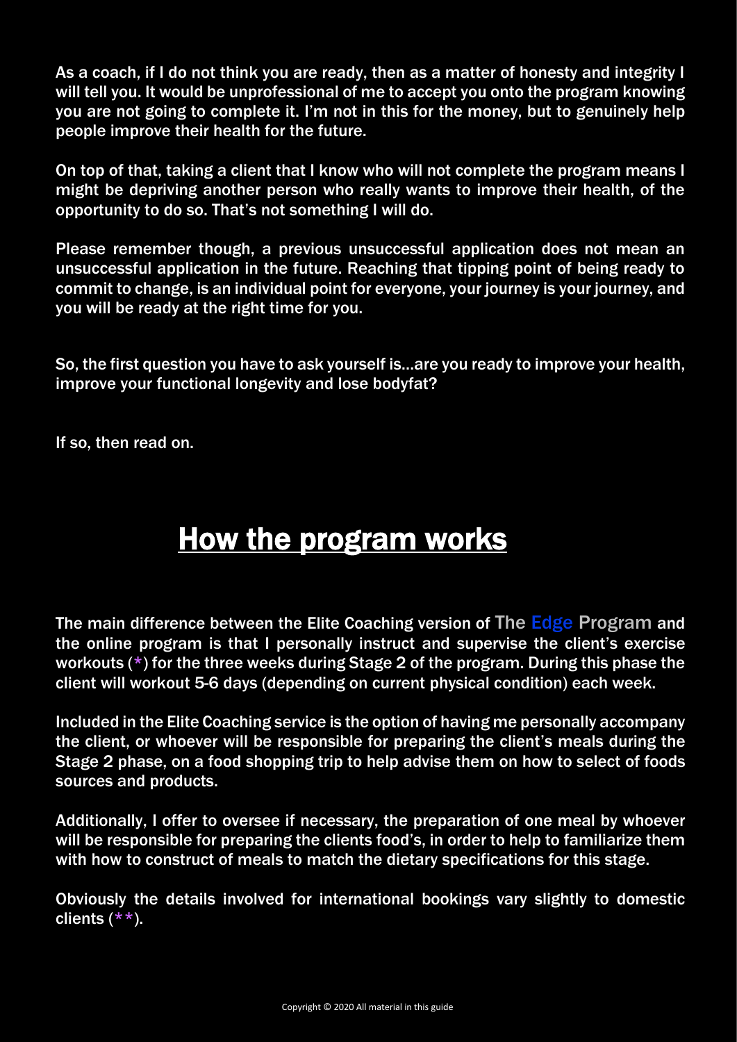As a coach, if I do not think you are ready, then as a matter of honesty and integrity I will tell you. It would be unprofessional of me to accept you onto the program knowing you are not going to complete it. I'm not in this for the money, but to genuinely help people improve their health for the future.

On top of that, taking a client that I know who will not complete the program means I might be depriving another person who really wants to improve their health, of the opportunity to do so. That's not something I will do.

Please remember though, a previous unsuccessful application does not mean an unsuccessful application in the future. Reaching that tipping point of being ready to commit to change, is an individual point for everyone, your journey is your journey, and you will be ready at the right time for you.

So, the first question you have to ask yourself is…are you ready to improve your health, improve your functional longevity and lose bodyfat?

If so, then read on.

## How the program works

The main difference between the Elite Coaching version of The Edge Program and the online program is that I personally instruct and supervise the client's exercise workouts (*) for the three weeks during Stage 2 of the program. During this phase the client will workout 5-6 days (depending on current physical condition) each week.

Included in the Elite Coaching service is the option of having me personally accompany the client, or whoever will be responsible for preparing the client's meals during the Stage 2 phase, on a food shopping trip to help advise them on how to select of foods sources and products.

Additionally, I offer to oversee if necessary, the preparation of one meal by whoever will be responsible for preparing the clients food's, in order to help to familiarize them with how to construct of meals to match the dietary specifications for this stage.

Obviously the details involved for international bookings vary slightly to domestic clients (**).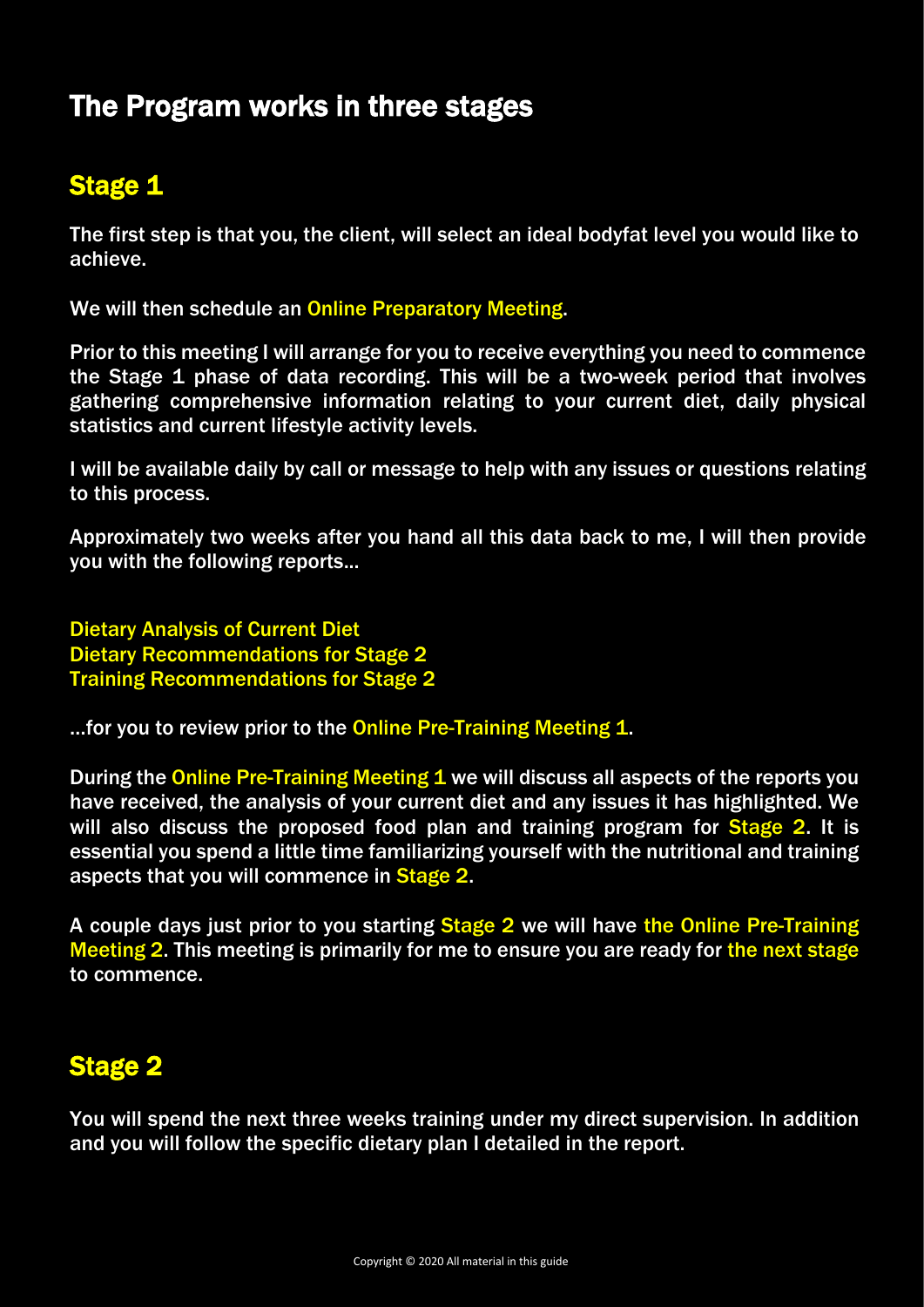# The Program works in three stages

## Stage 1

The first step is that you, the client, will select an ideal bodyfat level you would like to achieve.

We will then schedule an Online Preparatory Meeting.

Prior to this meeting I will arrange for you to receive everything you need to commence the Stage 1 phase of data recording. This will be a two-week period that involves gathering comprehensive information relating to your current diet, daily physical statistics and current lifestyle activity levels.

I will be available daily by call or message to help with any issues or questions relating to this process.

Approximately two weeks after you hand all this data back to me, I will then provide you with the following reports…

Dietary Analysis of Current Diet
Dietary Recommendations for Stage 2
Training Recommendations for Stage 2

…for you to review prior to the Online Pre-Training Meeting 1.

During the Online Pre-Training Meeting 1 we will discuss all aspects of the reports you have received, the analysis of your current diet and any issues it has highlighted. We will also discuss the proposed food plan and training program for Stage 2. It is essential you spend a little time familiarizing yourself with the nutritional and training aspects that you will commence in Stage 2.

A couple days just prior to you starting Stage 2 we will have the Online Pre-Training Meeting 2. This meeting is primarily for me to ensure you are ready for the next stage to commence.

## Stage 2

You will spend the next three weeks training under my direct supervision. In addition and you will follow the specific dietary plan I detailed in the report.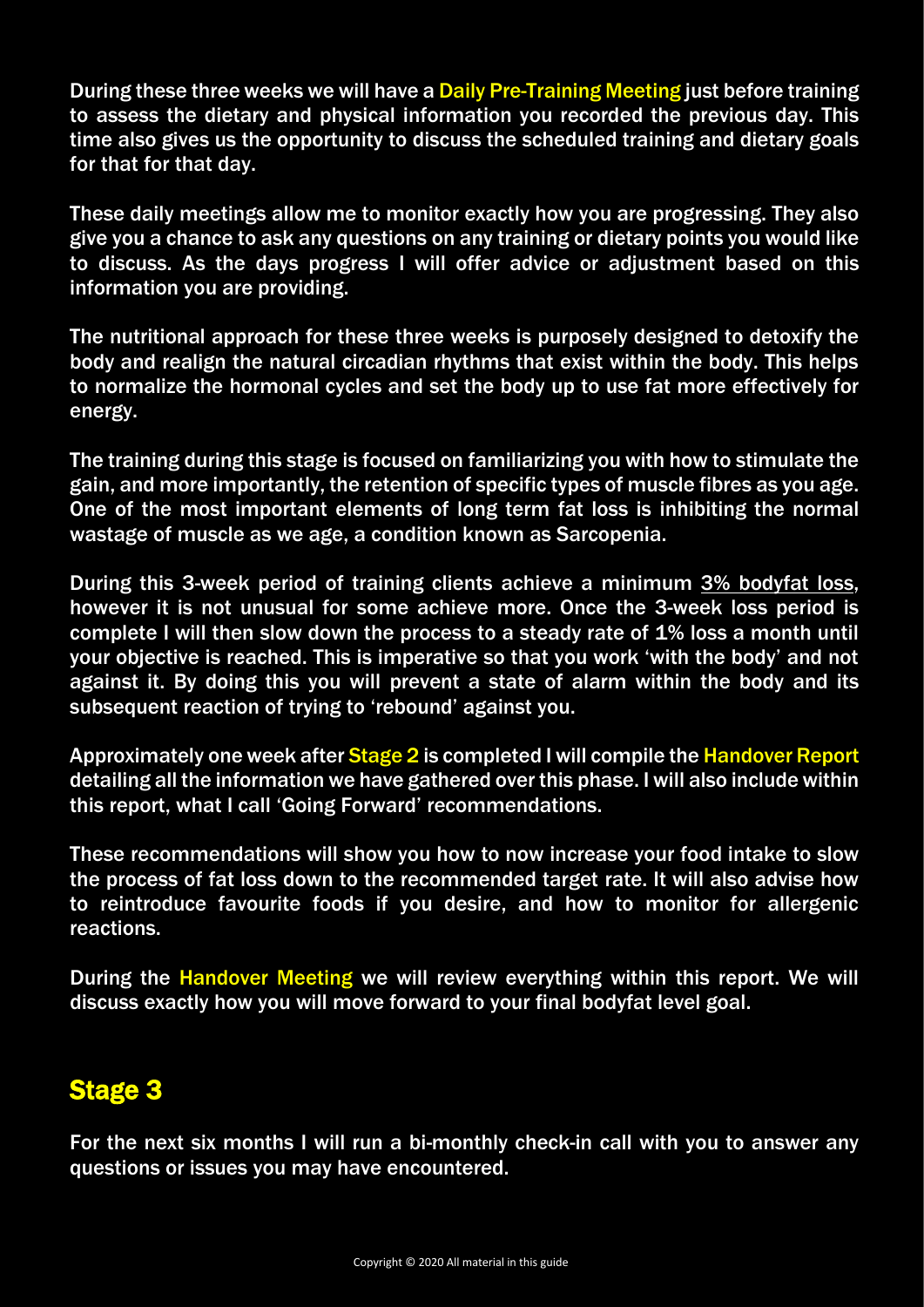During these three weeks we will have a Daily Pre-Training Meeting just before training to assess the dietary and physical information you recorded the previous day. This time also gives us the opportunity to discuss the scheduled training and dietary goals for that for that day.

These daily meetings allow me to monitor exactly how you are progressing. They also give you a chance to ask any questions on any training or dietary points you would like to discuss. As the days progress I will offer advice or adjustment based on this information you are providing.

The nutritional approach for these three weeks is purposely designed to detoxify the body and realign the natural circadian rhythms that exist within the body. This helps to normalize the hormonal cycles and set the body up to use fat more effectively for energy.

The training during this stage is focused on familiarizing you with how to stimulate the gain, and more importantly, the retention of specific types of muscle fibres as you age. One of the most important elements of long term fat loss is inhibiting the normal wastage of muscle as we age, a condition known as Sarcopenia.

During this 3-week period of training clients achieve a minimum 3% bodyfat loss, however it is not unusual for some achieve more. Once the 3-week loss period is complete I will then slow down the process to a steady rate of 1% loss a month until your objective is reached. This is imperative so that you work 'with the body' and not against it. By doing this you will prevent a state of alarm within the body and its subsequent reaction of trying to 'rebound' against you.

Approximately one week after Stage 2 is completed I will compile the Handover Report detailing all the information we have gathered over this phase. I will also include within this report, what I call 'Going Forward' recommendations.

These recommendations will show you how to now increase your food intake to slow the process of fat loss down to the recommended target rate. It will also advise how to reintroduce favourite foods if you desire, and how to monitor for allergenic reactions.

During the Handover Meeting we will review everything within this report. We will discuss exactly how you will move forward to your final bodyfat level goal.

## Stage 3

For the next six months I will run a bi-monthly check-in call with you to answer any questions or issues you may have encountered.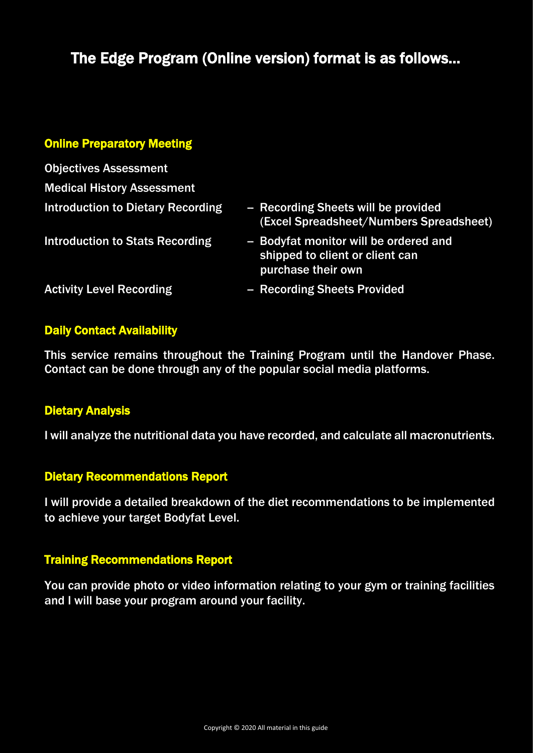# The Edge Program (Online version) format is as follows…

### Online Preparatory Meeting

Objectives Assessment

Medical History Assessment

Introduction to Dietary Recording – Recording Sheets will be provided (Excel Spreadsheet/Numbers Spreadsheet)

Introduction to Stats Recording – Bodyfat monitor will be ordered and shipped to client or client can purchase their own

Activity Level Recording – Recording Sheets Provided

### Daily Contact Availability

This service remains throughout the Training Program until the Handover Phase. Contact can be done through any of the popular social media platforms.

### Dietary Analysis

I will analyze the nutritional data you have recorded, and calculate all macronutrients.

### Dietary Recommendations Report

I will provide a detailed breakdown of the diet recommendations to be implemented to achieve your target Bodyfat Level.

### Training Recommendations Report

You can provide photo or video information relating to your gym or training facilities and I will base your program around your facility.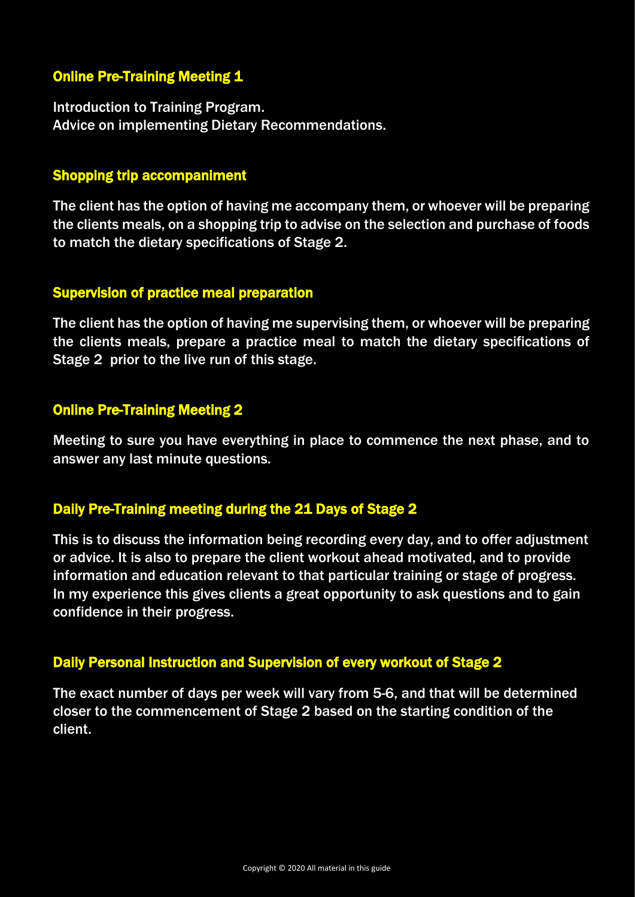## Online Pre-Training Meeting 1

Introduction to Training Program.
Advice on implementing Dietary Recommendations.

## Shopping trip accompaniment

The client has the option of having me accompany them, or whoever will be preparing the clients meals, on a shopping trip to advise on the selection and purchase of foods to match the dietary specifications of Stage 2.

## Supervision of practice meal preparation

The client has the option of having me supervising them, or whoever will be preparing the clients meals, prepare a practice meal to match the dietary specifications of Stage 2 prior to the live run of this stage.

## Online Pre-Training Meeting 2

Meeting to sure you have everything in place to commence the next phase, and to answer any last minute questions.

## Daily Pre-Training meeting during the 21 Days of Stage 2

This is to discuss the information being recording every day, and to offer adjustment or advice. It is also to prepare the client workout ahead motivated, and to provide information and education relevant to that particular training or stage of progress. In my experience this gives clients a great opportunity to ask questions and to gain confidence in their progress.

## Daily Personal Instruction and Supervision of every workout of Stage 2

The exact number of days per week will vary from 5-6, and that will be determined closer to the commencement of Stage 2 based on the starting condition of the client.

Copyright © 2020 All material in this guide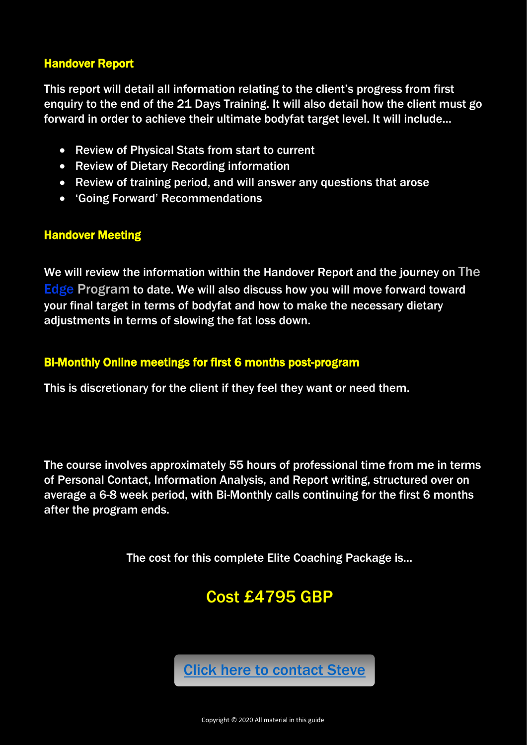## Handover Report

This report will detail all information relating to the client's progress from first enquiry to the end of the 21 Days Training. It will also detail how the client must go forward in order to achieve their ultimate bodyfat target level. It will include…

- Review of Physical Stats from start to current
- Review of Dietary Recording information
- Review of training period, and will answer any questions that arose
- 'Going Forward' Recommendations

## Handover Meeting

We will review the information within the Handover Report and the journey on The Edge Program to date. We will also discuss how you will move forward toward your final target in terms of bodyfat and how to make the necessary dietary adjustments in terms of slowing the fat loss down.

## Bi-Monthly Online meetings for first 6 months post-program

This is discretionary for the client if they feel they want or need them.

The course involves approximately 55 hours of professional time from me in terms of Personal Contact, Information Analysis, and Report writing, structured over on average a 6-8 week period, with Bi-Monthly calls continuing for the first 6 months after the program ends.

The cost for this complete Elite Coaching Package is…

# Cost £4795 GBP

[Click here to contact Steve]

Copyright © 2020 All material in this guide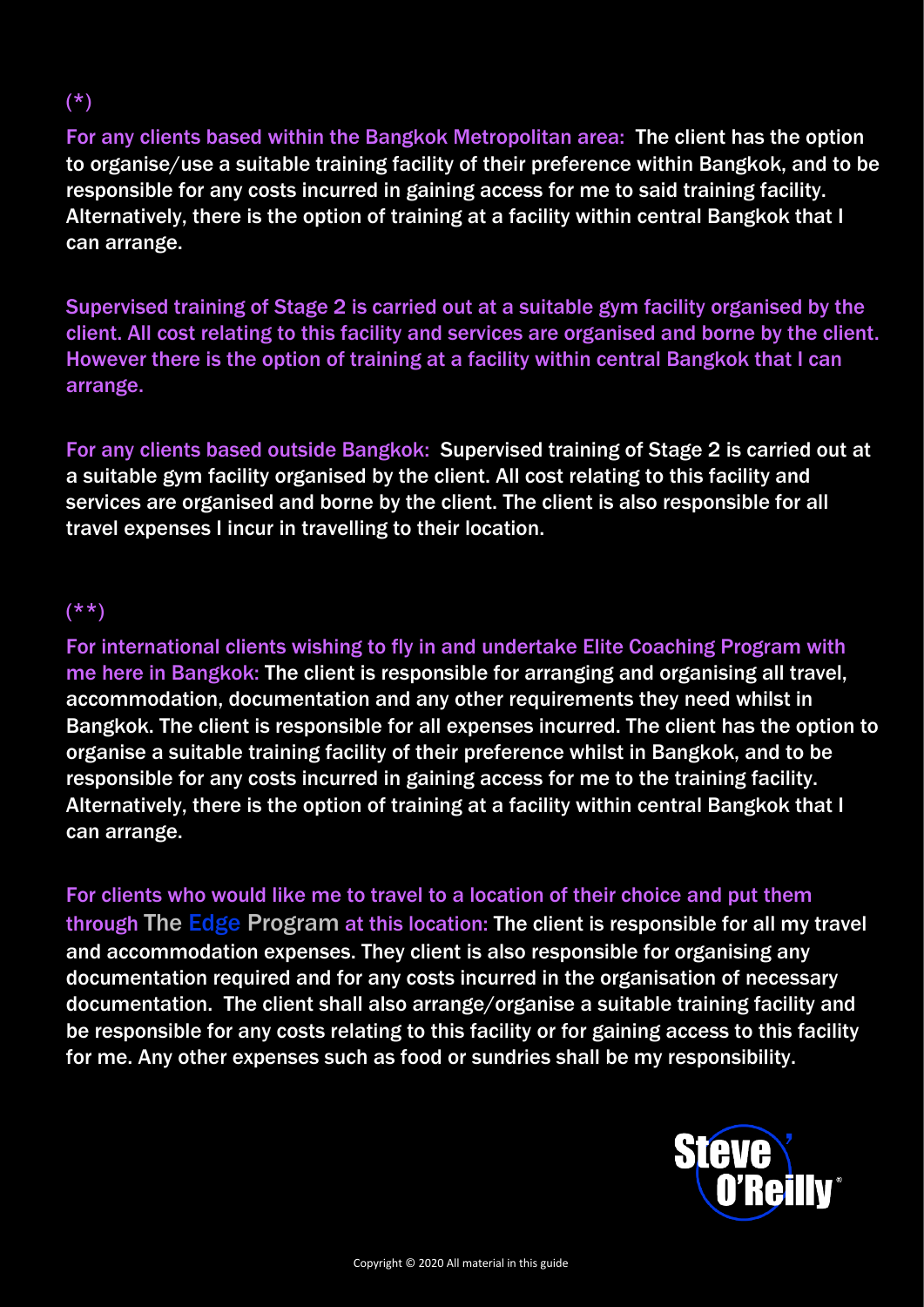(*)

For any clients based within the Bangkok Metropolitan area: The client has the option to organise/use a suitable training facility of their preference within Bangkok, and to be responsible for any costs incurred in gaining access for me to said training facility. Alternatively, there is the option of training at a facility within central Bangkok that I can arrange.

Supervised training of Stage 2 is carried out at a suitable gym facility organised by the client. All cost relating to this facility and services are organised and borne by the client. However there is the option of training at a facility within central Bangkok that I can arrange.

For any clients based outside Bangkok: Supervised training of Stage 2 is carried out at a suitable gym facility organised by the client. All cost relating to this facility and services are organised and borne by the client. The client is also responsible for all travel expenses I incur in travelling to their location.

(**)

For international clients wishing to fly in and undertake Elite Coaching Program with me here in Bangkok: The client is responsible for arranging and organising all travel, accommodation, documentation and any other requirements they need whilst in Bangkok. The client is responsible for all expenses incurred. The client has the option to organise a suitable training facility of their preference whilst in Bangkok, and to be responsible for any costs incurred in gaining access for me to the training facility. Alternatively, there is the option of training at a facility within central Bangkok that I can arrange.

For clients who would like me to travel to a location of their choice and put them through The Edge Program at this location: The client is responsible for all my travel and accommodation expenses. They client is also responsible for organising any documentation required and for any costs incurred in the organisation of necessary documentation. The client shall also arrange/organise a suitable training facility and be responsible for any costs relating to this facility or for gaining access to this facility for me. Any other expenses such as food or sundries shall be my responsibility.

Steve O'Reilly®

Copyright © 2020 All material in this guide